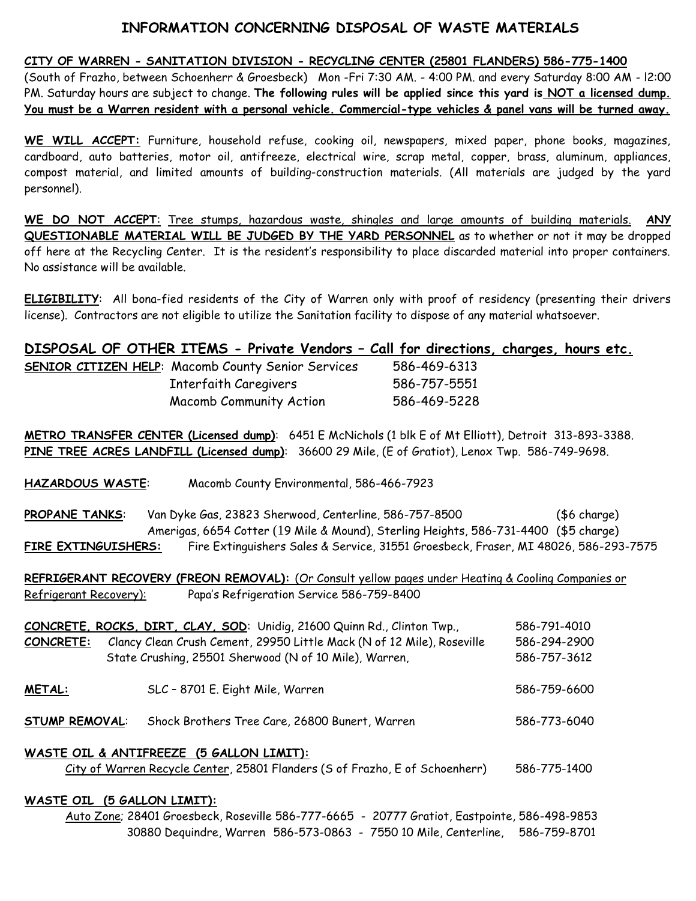# INFORMATION CONCERNING DISPOSAL OF WASTE MATERIALS

**CITY OF WARREN - SANITATION DIVISION - RECYCLING CENTER (25801 FLANDERS) 586-775-1400**

(South of Frazho, between Schoenherr & Groesbeck) Mon -Fri 7:30 AM. - 4:00 PM. and every Saturday 8:00 AM - l2:00 PM. Saturday hours are subject to change. **The following rules will be applied since this yard is NOT a licensed dump. You must be a Warren resident with a personal vehicle. Commercial-type vehicles & panel vans will be turned away.**

**WE WILL ACCEPT:** Furniture, household refuse, cooking oil, newspapers, mixed paper, phone books, magazines, cardboard, auto batteries, motor oil, antifreeze, electrical wire, scrap metal, copper, brass, aluminum, appliances, compost material, and limited amounts of building-construction materials. (All materials are judged by the yard personnel).

**WE DO NOT ACCEPT**: Tree stumps, hazardous waste, shingles and large amounts of building materials. **ANY QUESTIONABLE MATERIAL WILL BE JUDGED BY THE YARD PERSONNEL** as to whether or not it may be dropped off here at the Recycling Center. It is the resident's responsibility to place discarded material into proper containers. No assistance will be available.

**ELIGIBILITY**: All bona-fied residents of the City of Warren only with proof of residency (presenting their drivers license). Contractors are not eligible to utilize the Sanitation facility to dispose of any material whatsoever.

## DISPOSAL OF OTHER ITEMS - Private Vendors – Call for directions, charges, hours etc.

**SENIOR CITIZEN HELP**: Macomb County Senior Services 586-469-6313
Interfaith Caregivers 586-757-5551
Macomb Community Action 586-469-5228

**METRO TRANSFER CENTER (Licensed dump)**: 6451 E McNichols (1 blk E of Mt Elliott), Detroit 313-893-3388.
**PINE TREE ACRES LANDFILL (Licensed dump)**: 36600 29 Mile, (E of Gratiot), Lenox Twp. 586-749-9698.

**HAZARDOUS WASTE**: Macomb County Environmental, 586-466-7923

**PROPANE TANKS**: Van Dyke Gas, 23823 Sherwood, Centerline, 586-757-8500 ($6 charge)
Amerigas, 6654 Cotter (19 Mile & Mound), Sterling Heights, 586-731-4400 ($5 charge)

**FIRE EXTINGUISHERS:** Fire Extinguishers Sales & Service, 31551 Groesbeck, Fraser, MI 48026, 586-293-7575

**REFRIGERANT RECOVERY (FREON REMOVAL):** (Or Consult yellow pages under Heating & Cooling Companies or Refrigerant Recovery): Papa's Refrigeration Service 586-759-8400

**CONCRETE, ROCKS, DIRT, CLAY, SOD**: Unidig, 21600 Quinn Rd., Clinton Twp., 586-791-4010
**CONCRETE:** Clancy Clean Crush Cement, 29950 Little Mack (N of 12 Mile), Roseville 586-294-2900
State Crushing, 25501 Sherwood (N of 10 Mile), Warren, 586-757-3612

**METAL:** SLC – 8701 E. Eight Mile, Warren 586-759-6600

**STUMP REMOVAL**: Shock Brothers Tree Care, 26800 Bunert, Warren 586-773-6040

**WASTE OIL & ANTIFREEZE (5 GALLON LIMIT):**
City of Warren Recycle Center, 25801 Flanders (S of Frazho, E of Schoenherr) 586-775-1400

**WASTE OIL (5 GALLON LIMIT):**
Auto Zone; 28401 Groesbeck, Roseville 586-777-6665 - 20777 Gratiot, Eastpointe, 586-498-9853
30880 Dequindre, Warren 586-573-0863 - 7550 10 Mile, Centerline, 586-759-8701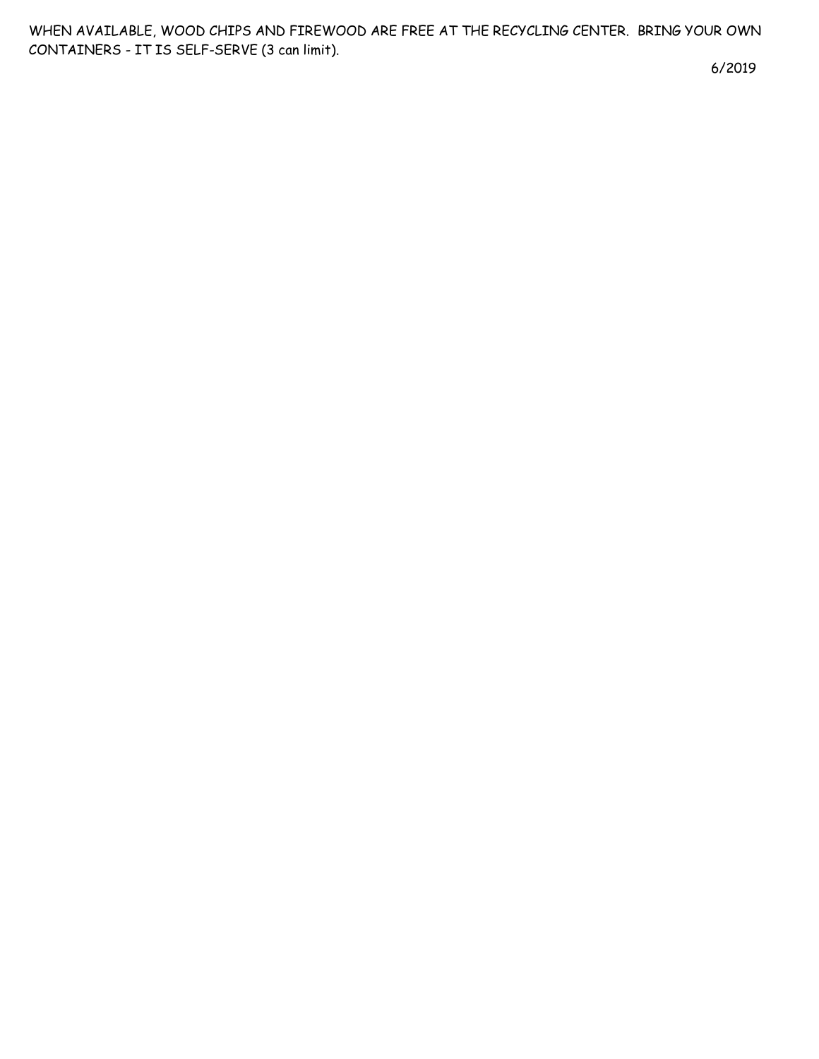WHEN AVAILABLE, WOOD CHIPS AND FIREWOOD ARE FREE AT THE RECYCLING CENTER. BRING YOUR OWN CONTAINERS - IT IS SELF-SERVE (3 can limit).

6/2019